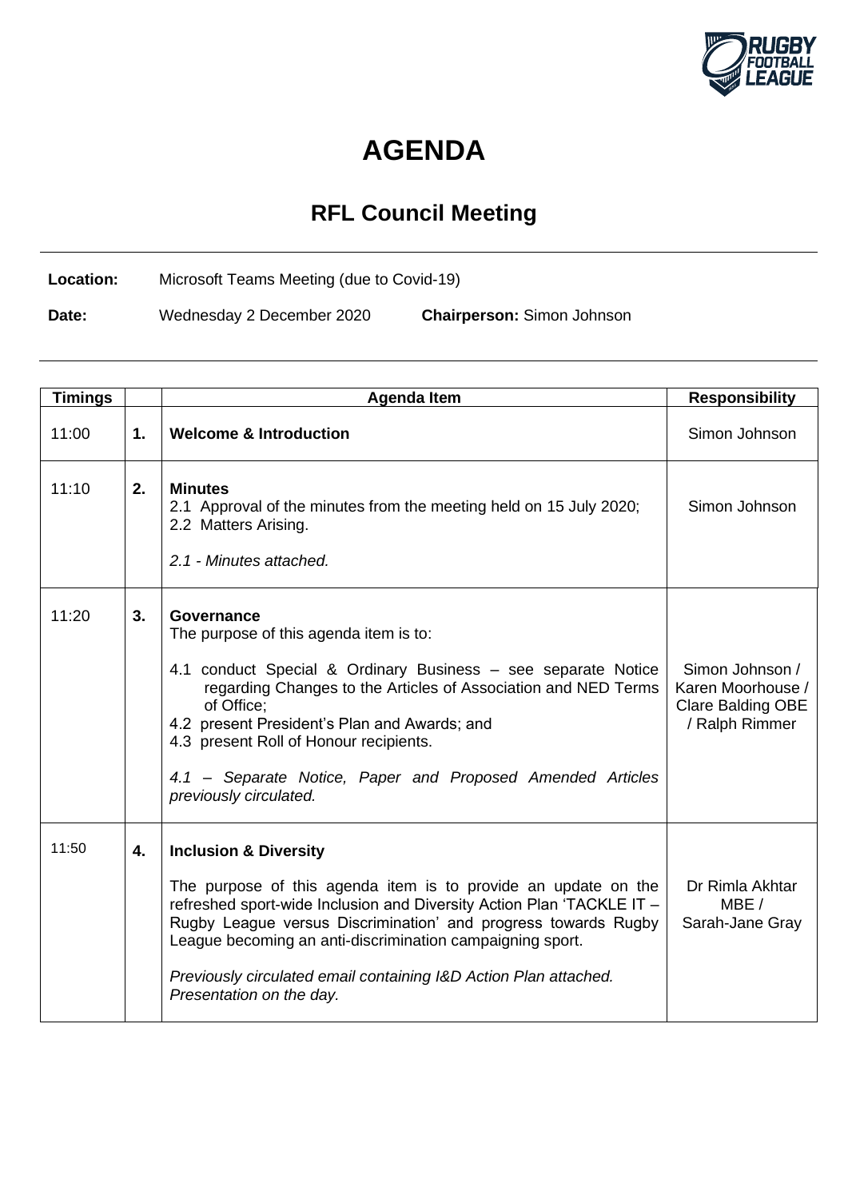# AGENDA

## RFL Council Meeting

**Location:** Microsoft Teams Meeting (due to Covid-19)

**Date:** Wednesday 2 December 2020 **Chairperson:** Simon Johnson

| Timings | | Agenda Item | Responsibility |
|---|---|---|---|
| 11:00 | **1.** | **Welcome & Introduction** | Simon Johnson |
| 11:10 | **2.** | **Minutes**<br>2.1 Approval of the minutes from the meeting held on 15 July 2020;<br>2.2 Matters Arising.<br><br>*2.1 - Minutes attached.* | Simon Johnson |
| 11:20 | **3.** | **Governance**<br>The purpose of this agenda item is to:<br><br>4.1 conduct Special & Ordinary Business – see separate Notice regarding Changes to the Articles of Association and NED Terms of Office;<br>4.2 present President's Plan and Awards; and<br>4.3 present Roll of Honour recipients.<br><br>*4.1 – Separate Notice, Paper and Proposed Amended Articles previously circulated.* | Simon Johnson / Karen Moorhouse / Clare Balding OBE / Ralph Rimmer |
| 11:50 | **4.** | **Inclusion & Diversity**<br><br>The purpose of this agenda item is to provide an update on the refreshed sport-wide Inclusion and Diversity Action Plan 'TACKLE IT – Rugby League versus Discrimination' and progress towards Rugby League becoming an anti-discrimination campaigning sport.<br><br>*Previously circulated email containing I&D Action Plan attached. Presentation on the day.* | Dr Rimla Akhtar MBE / Sarah-Jane Gray |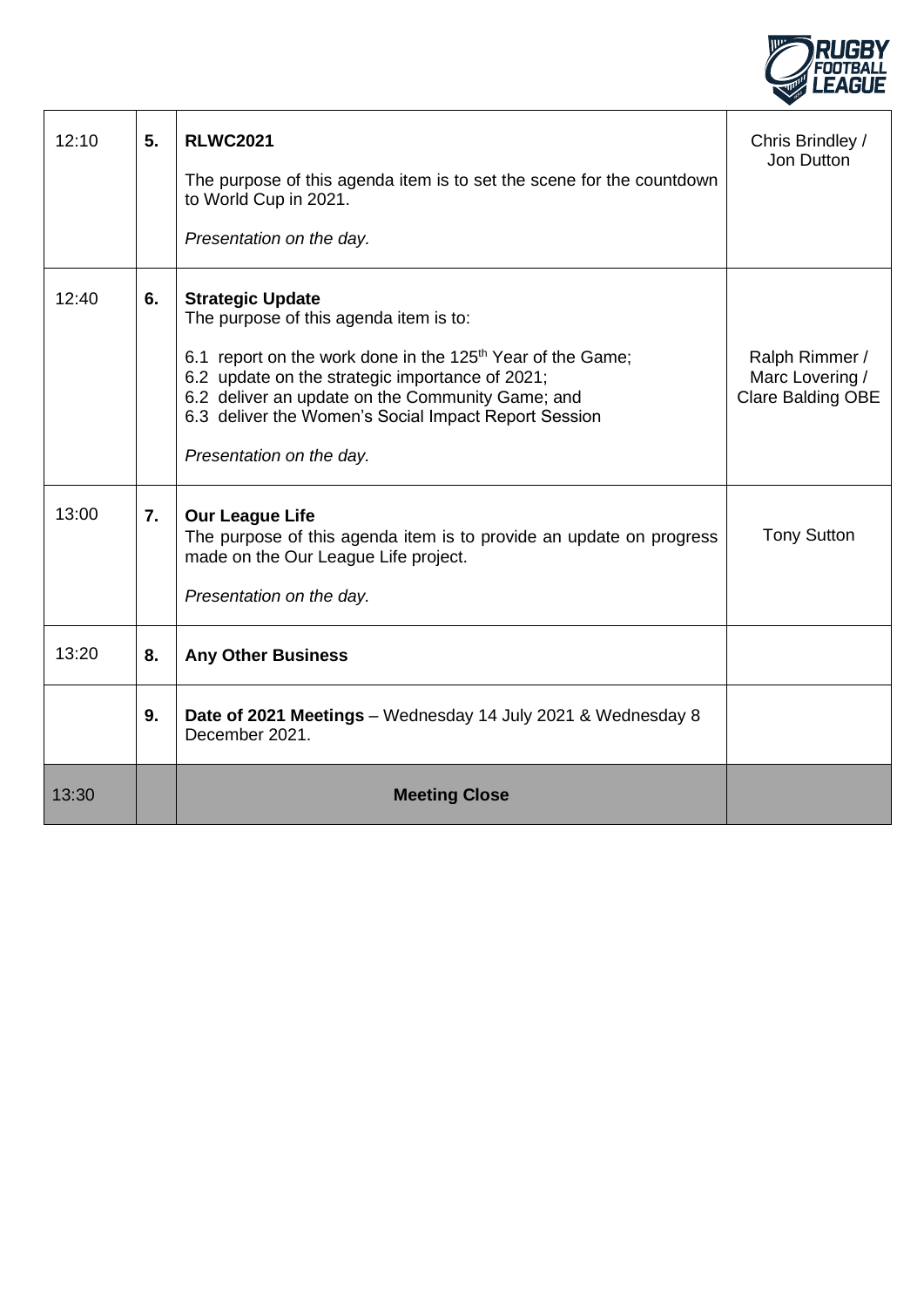| | | | |
|---|---|---|---|
| 12:10 | **5.** | **RLWC2021**<br><br>The purpose of this agenda item is to set the scene for the countdown to World Cup in 2021.<br><br>*Presentation on the day.* | Chris Brindley / Jon Dutton |
| 12:40 | **6.** | **Strategic Update**<br>The purpose of this agenda item is to:<br><br>6.1 report on the work done in the 125th Year of the Game;<br>6.2 update on the strategic importance of 2021;<br>6.2 deliver an update on the Community Game; and<br>6.3 deliver the Women's Social Impact Report Session<br><br>*Presentation on the day.* | Ralph Rimmer / Marc Lovering / Clare Balding OBE |
| 13:00 | **7.** | **Our League Life**<br>The purpose of this agenda item is to provide an update on progress made on the Our League Life project.<br><br>*Presentation on the day.* | Tony Sutton |
| 13:20 | **8.** | **Any Other Business** | |
| | **9.** | **Date of 2021 Meetings** – Wednesday 14 July 2021 & Wednesday 8 December 2021. | |
| 13:30 | | **Meeting Close** | |